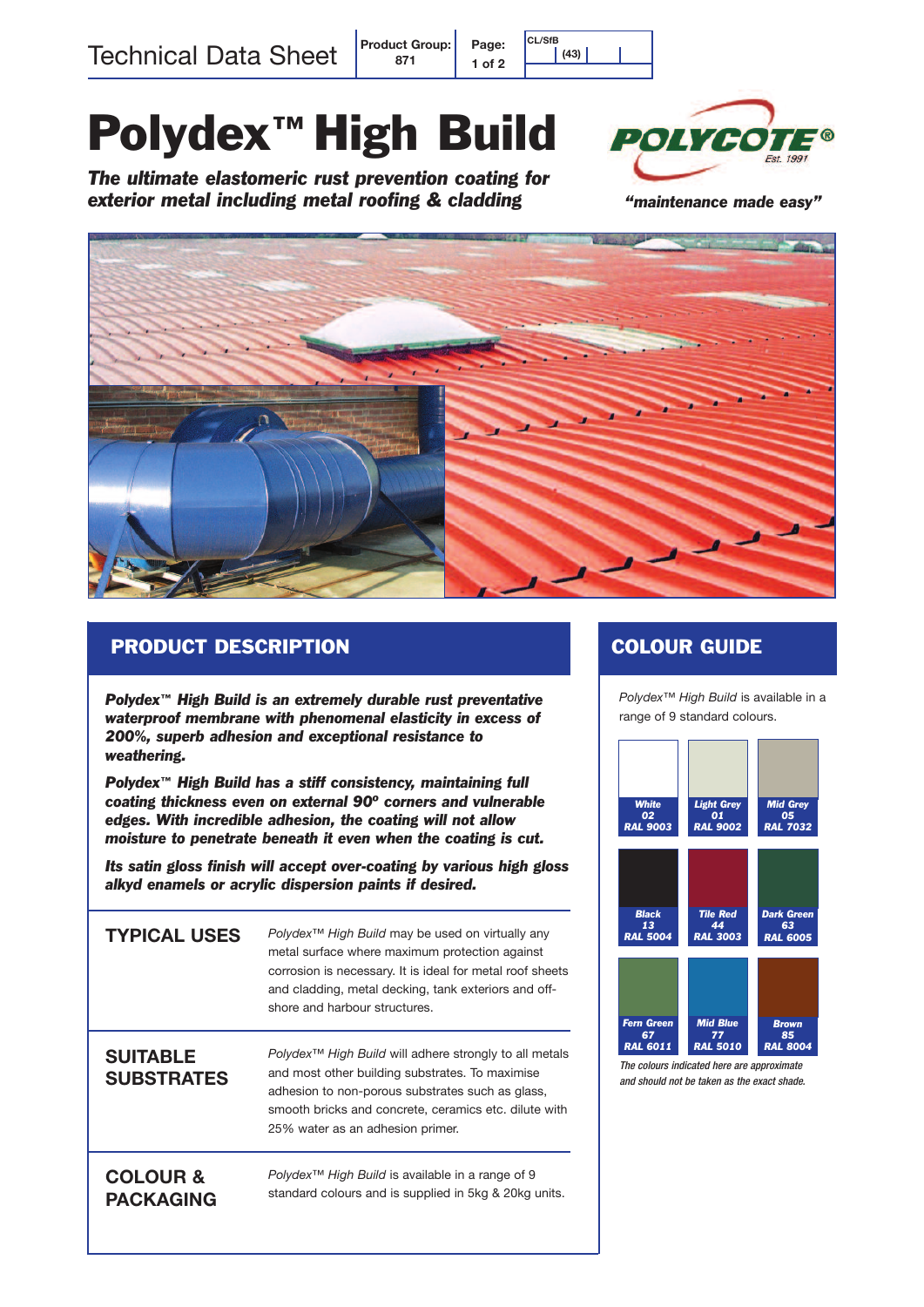Technical Data Sheet

| Product Group: 871 | Page: 1 of 2 | CL/SfB (43) |
|---|---|---|

# Polydex™ High Build

***The ultimate elastomeric rust prevention coating for exterior metal including metal roofing & cladding***

POLYCOTE® Est. 1991

***"maintenance made easy"***

## PRODUCT DESCRIPTION

***Polydex™ High Build is an extremely durable rust preventative waterproof membrane with phenomenal elasticity in excess of 200%, superb adhesion and exceptional resistance to weathering.***

***Polydex™ High Build has a stiff consistency, maintaining full coating thickness even on external 90º corners and vulnerable edges. With incredible adhesion, the coating will not allow moisture to penetrate beneath it even when the coating is cut.***

***Its satin gloss finish will accept over-coating by various high gloss alkyd enamels or acrylic dispersion paints if desired.***

### TYPICAL USES

*Polydex™ High Build* may be used on virtually any metal surface where maximum protection against corrosion is necessary. It is ideal for metal roof sheets and cladding, metal decking, tank exteriors and off-shore and harbour structures.

### SUITABLE SUBSTRATES

*Polydex™ High Build* will adhere strongly to all metals and most other building substrates. To maximise adhesion to non-porous substrates such as glass, smooth bricks and concrete, ceramics etc. dilute with 25% water as an adhesion primer.

### COLOUR & PACKAGING

*Polydex™ High Build* is available in a range of 9 standard colours and is supplied in 5kg & 20kg units.

## COLOUR GUIDE

*Polydex™ High Build* is available in a range of 9 standard colours.

| White 02 RAL 9003 | Light Grey 01 RAL 9002 | Mid Grey 05 RAL 7032 |
|---|---|---|
| Black 13 RAL 5004 | Tile Red 44 RAL 3003 | Dark Green 63 RAL 6005 |
| Fern Green 67 RAL 6011 | Mid Blue 77 RAL 5010 | Brown 85 RAL 8004 |

*The colours indicated here are approximate and should not be taken as the exact shade.*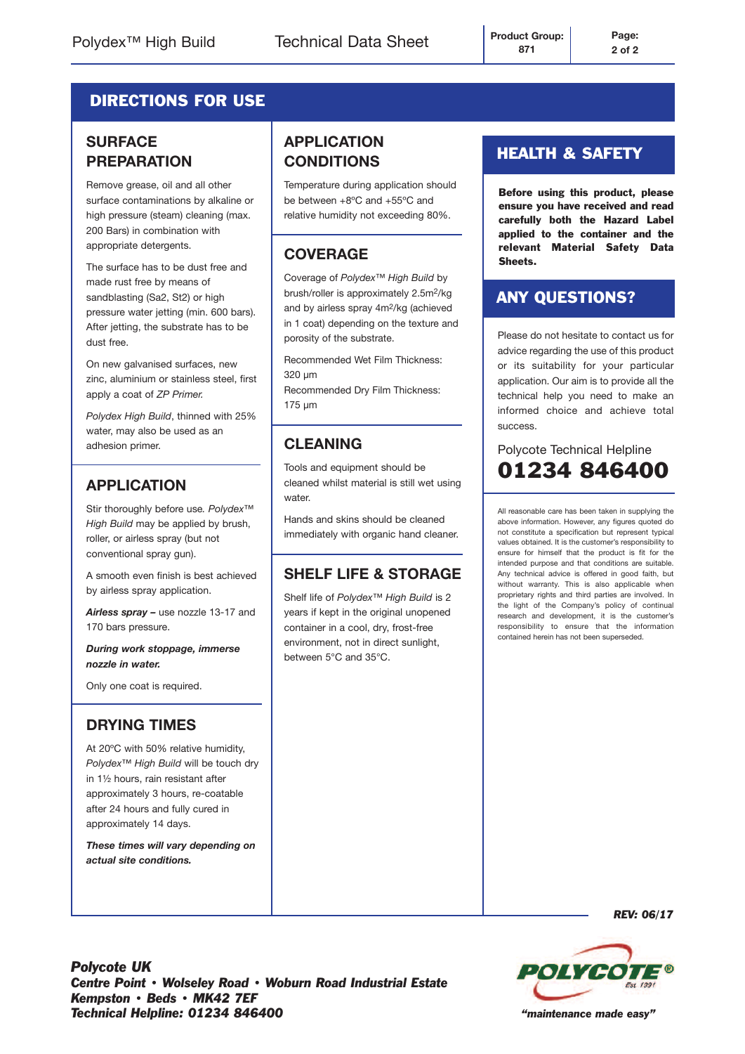## DIRECTIONS FOR USE

### SURFACE PREPARATION

Remove grease, oil and all other surface contaminations by alkaline or high pressure (steam) cleaning (max. 200 Bars) in combination with appropriate detergents.

The surface has to be dust free and made rust free by means of sandblasting (Sa2, St2) or high pressure water jetting (min. 600 bars). After jetting, the substrate has to be dust free.

On new galvanised surfaces, new zinc, aluminium or stainless steel, first apply a coat of *ZP Primer.*

*Polydex High Build*, thinned with 25% water, may also be used as an adhesion primer.

### APPLICATION

Stir thoroughly before use. *Polydex™ High Build* may be applied by brush, roller, or airless spray (but not conventional spray gun).

A smooth even finish is best achieved by airless spray application.

***Airless spray –*** use nozzle 13-17 and 170 bars pressure.

***During work stoppage, immerse nozzle in water.***

Only one coat is required.

### DRYING TIMES

At 20ºC with 50% relative humidity, *Polydex™ High Build* will be touch dry in 1½ hours, rain resistant after approximately 3 hours, re-coatable after 24 hours and fully cured in approximately 14 days.

***These times will vary depending on actual site conditions.***

### APPLICATION CONDITIONS

Temperature during application should be between +8ºC and +55ºC and relative humidity not exceeding 80%.

### COVERAGE

Coverage of *Polydex™ High Build* by brush/roller is approximately 2.5m²/kg and by airless spray 4m²/kg (achieved in 1 coat) depending on the texture and porosity of the substrate.

Recommended Wet Film Thickness: 320 µm
Recommended Dry Film Thickness: 175 µm

### CLEANING

Tools and equipment should be cleaned whilst material is still wet using water.

Hands and skins should be cleaned immediately with organic hand cleaner.

### SHELF LIFE & STORAGE

Shelf life of *Polydex™ High Build* is 2 years if kept in the original unopened container in a cool, dry, frost-free environment, not in direct sunlight, between 5°C and 35°C.

## HEALTH & SAFETY

**Before using this product, please ensure you have received and read carefully both the Hazard Label applied to the container and the relevant Material Safety Data Sheets.**

## ANY QUESTIONS?

Please do not hesitate to contact us for advice regarding the use of this product or its suitability for your particular application. Our aim is to provide all the technical help you need to make an informed choice and achieve total success.

Polycote Technical Helpline
**01234 846400**

All reasonable care has been taken in supplying the above information. However, any figures quoted do not constitute a specification but represent typical values obtained. It is the customer's responsibility to ensure for himself that the product is fit for the intended purpose and that conditions are suitable. Any technical advice is offered in good faith, but without warranty. This is also applicable when proprietary rights and third parties are involved. In the light of the Company's policy of continual research and development, it is the customer's responsibility to ensure that the information contained herein has not been superseded.

***REV: 06/17***

***Polycote UK***
***Centre Point • Wolseley Road • Woburn Road Industrial Estate***
***Kempston • Beds • MK42 7EF***
***Technical Helpline: 01234 846400***

POLYCOTE® Est. 1991
*"maintenance made easy"*